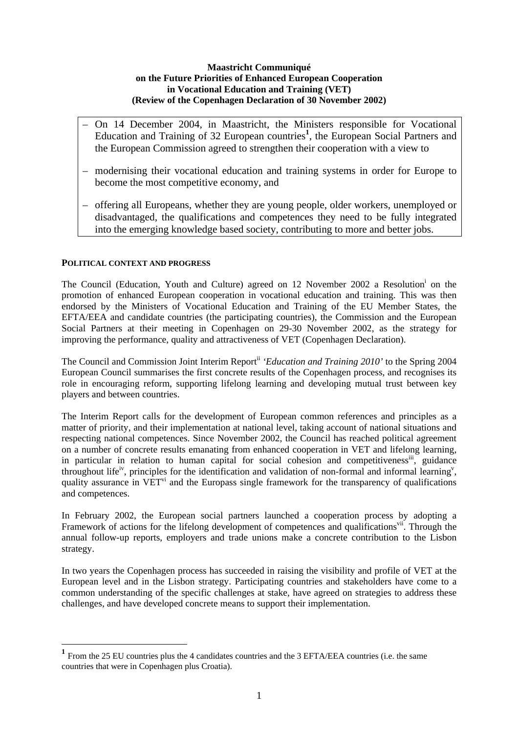**Maastricht Communiqué**
**on the Future Priorities of Enhanced European Cooperation**
**in Vocational Education and Training (VET)**
**(Review of the Copenhagen Declaration of 30 November 2002)**

– On 14 December 2004, in Maastricht, the Ministers responsible for Vocational Education and Training of 32 European countries[1], the European Social Partners and the European Commission agreed to strengthen their cooperation with a view to

– modernising their vocational education and training systems in order for Europe to become the most competitive economy, and

– offering all Europeans, whether they are young people, older workers, unemployed or disadvantaged, the qualifications and competences they need to be fully integrated into the emerging knowledge based society, contributing to more and better jobs.

## POLITICAL CONTEXT AND PROGRESS

The Council (Education, Youth and Culture) agreed on 12 November 2002 a Resolution[i] on the promotion of enhanced European cooperation in vocational education and training. This was then endorsed by the Ministers of Vocational Education and Training of the EU Member States, the EFTA/EEA and candidate countries (the participating countries), the Commission and the European Social Partners at their meeting in Copenhagen on 29-30 November 2002, as the strategy for improving the performance, quality and attractiveness of VET (Copenhagen Declaration).

The Council and Commission Joint Interim Report[ii] *'Education and Training 2010'* to the Spring 2004 European Council summarises the first concrete results of the Copenhagen process, and recognises its role in encouraging reform, supporting lifelong learning and developing mutual trust between key players and between countries.

The Interim Report calls for the development of European common references and principles as a matter of priority, and their implementation at national level, taking account of national situations and respecting national competences. Since November 2002, the Council has reached political agreement on a number of concrete results emanating from enhanced cooperation in VET and lifelong learning, in particular in relation to human capital for social cohesion and competitiveness[iii], guidance throughout life[iv], principles for the identification and validation of non-formal and informal learning[v], quality assurance in VET[vi] and the Europass single framework for the transparency of qualifications and competences.

In February 2002, the European social partners launched a cooperation process by adopting a Framework of actions for the lifelong development of competences and qualifications[vii]. Through the annual follow-up reports, employers and trade unions make a concrete contribution to the Lisbon strategy.

In two years the Copenhagen process has succeeded in raising the visibility and profile of VET at the European level and in the Lisbon strategy. Participating countries and stakeholders have come to a common understanding of the specific challenges at stake, have agreed on strategies to address these challenges, and have developed concrete means to support their implementation.

---

[1] From the 25 EU countries plus the 4 candidates countries and the 3 EFTA/EEA countries (i.e. the same countries that were in Copenhagen plus Croatia).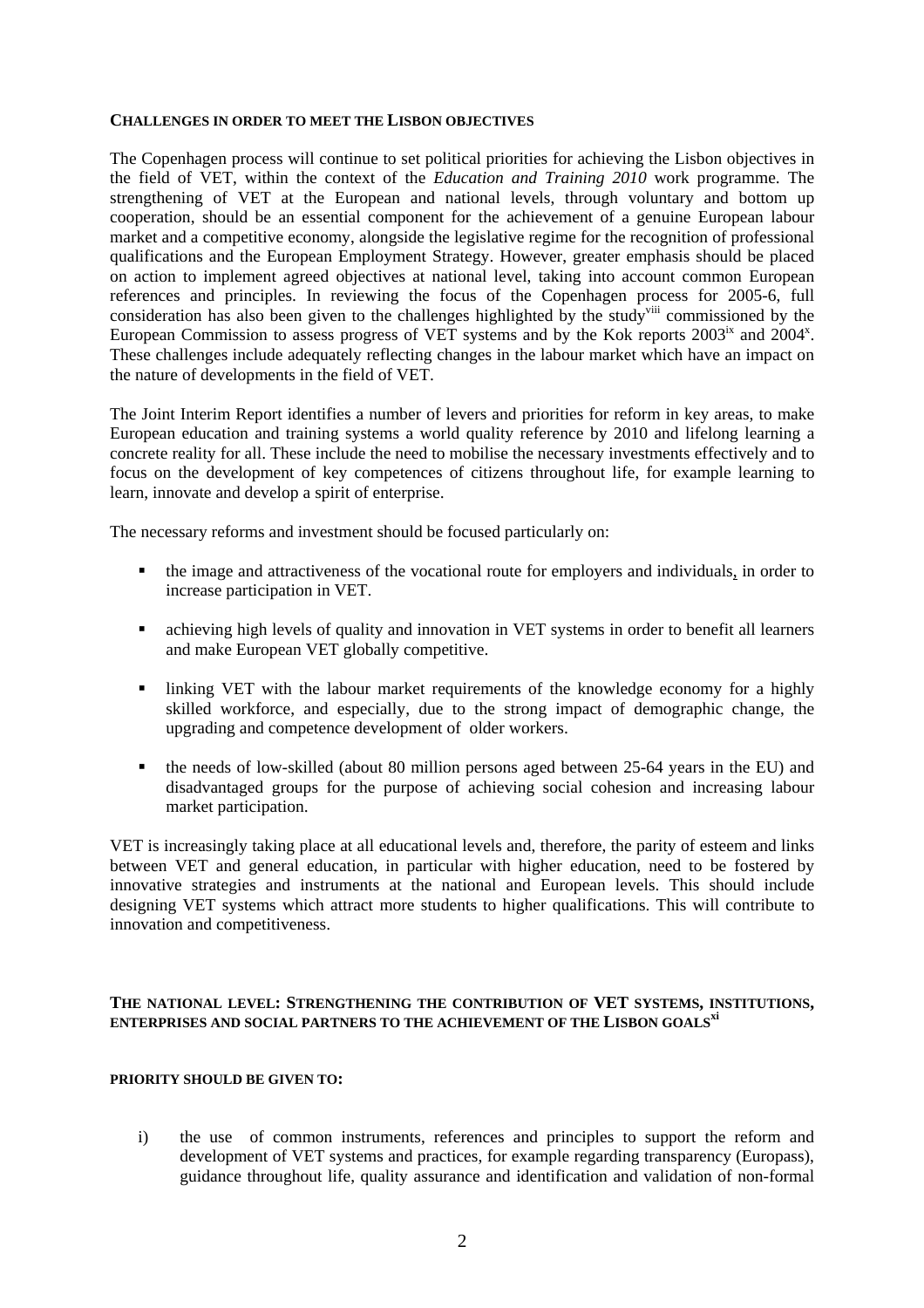## CHALLENGES IN ORDER TO MEET THE LISBON OBJECTIVES

The Copenhagen process will continue to set political priorities for achieving the Lisbon objectives in the field of VET, within the context of the *Education and Training 2010* work programme. The strengthening of VET at the European and national levels, through voluntary and bottom up cooperation, should be an essential component for the achievement of a genuine European labour market and a competitive economy, alongside the legislative regime for the recognition of professional qualifications and the European Employment Strategy. However, greater emphasis should be placed on action to implement agreed objectives at national level, taking into account common European references and principles. In reviewing the focus of the Copenhagen process for 2005-6, full consideration has also been given to the challenges highlighted by the study[viii] commissioned by the European Commission to assess progress of VET systems and by the Kok reports 2003[ix] and 2004[x]. These challenges include adequately reflecting changes in the labour market which have an impact on the nature of developments in the field of VET.

The Joint Interim Report identifies a number of levers and priorities for reform in key areas, to make European education and training systems a world quality reference by 2010 and lifelong learning a concrete reality for all. These include the need to mobilise the necessary investments effectively and to focus on the development of key competences of citizens throughout life, for example learning to learn, innovate and develop a spirit of enterprise.

The necessary reforms and investment should be focused particularly on:

- the image and attractiveness of the vocational route for employers and individuals, in order to increase participation in VET.
- achieving high levels of quality and innovation in VET systems in order to benefit all learners and make European VET globally competitive.
- linking VET with the labour market requirements of the knowledge economy for a highly skilled workforce, and especially, due to the strong impact of demographic change, the upgrading and competence development of older workers.
- the needs of low-skilled (about 80 million persons aged between 25-64 years in the EU) and disadvantaged groups for the purpose of achieving social cohesion and increasing labour market participation.

VET is increasingly taking place at all educational levels and, therefore, the parity of esteem and links between VET and general education, in particular with higher education, need to be fostered by innovative strategies and instruments at the national and European levels. This should include designing VET systems which attract more students to higher qualifications. This will contribute to innovation and competitiveness.

## THE NATIONAL LEVEL: STRENGTHENING THE CONTRIBUTION OF VET SYSTEMS, INSTITUTIONS, ENTERPRISES AND SOCIAL PARTNERS TO THE ACHIEVEMENT OF THE LISBON GOALS[xi]

### PRIORITY SHOULD BE GIVEN TO:

i) the use of common instruments, references and principles to support the reform and development of VET systems and practices, for example regarding transparency (Europass), guidance throughout life, quality assurance and identification and validation of non-formal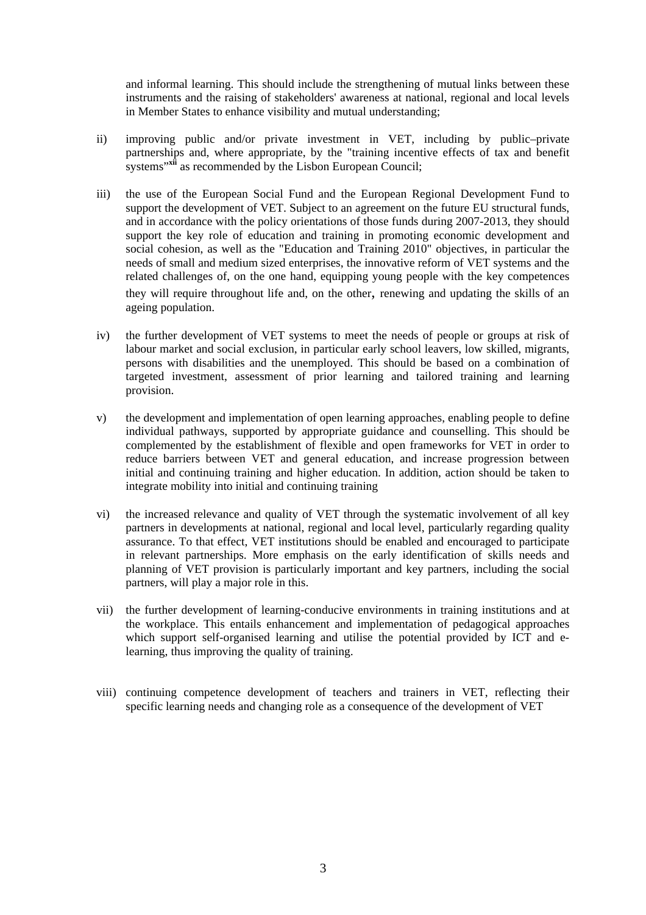and informal learning. This should include the strengthening of mutual links between these instruments and the raising of stakeholders' awareness at national, regional and local levels in Member States to enhance visibility and mutual understanding;

ii) improving public and/or private investment in VET, including by public–private partnerships and, where appropriate, by the "training incentive effects of tax and benefit systems"[xii] as recommended by the Lisbon European Council;

iii) the use of the European Social Fund and the European Regional Development Fund to support the development of VET. Subject to an agreement on the future EU structural funds, and in accordance with the policy orientations of those funds during 2007-2013, they should support the key role of education and training in promoting economic development and social cohesion, as well as the "Education and Training 2010" objectives, in particular the needs of small and medium sized enterprises, the innovative reform of VET systems and the related challenges of, on the one hand, equipping young people with the key competences they will require throughout life and, on the other, renewing and updating the skills of an ageing population.

iv) the further development of VET systems to meet the needs of people or groups at risk of labour market and social exclusion, in particular early school leavers, low skilled, migrants, persons with disabilities and the unemployed. This should be based on a combination of targeted investment, assessment of prior learning and tailored training and learning provision.

v) the development and implementation of open learning approaches, enabling people to define individual pathways, supported by appropriate guidance and counselling. This should be complemented by the establishment of flexible and open frameworks for VET in order to reduce barriers between VET and general education, and increase progression between initial and continuing training and higher education. In addition, action should be taken to integrate mobility into initial and continuing training

vi) the increased relevance and quality of VET through the systematic involvement of all key partners in developments at national, regional and local level, particularly regarding quality assurance. To that effect, VET institutions should be enabled and encouraged to participate in relevant partnerships. More emphasis on the early identification of skills needs and planning of VET provision is particularly important and key partners, including the social partners, will play a major role in this.

vii) the further development of learning-conducive environments in training institutions and at the workplace. This entails enhancement and implementation of pedagogical approaches which support self-organised learning and utilise the potential provided by ICT and e-learning, thus improving the quality of training.

viii) continuing competence development of teachers and trainers in VET, reflecting their specific learning needs and changing role as a consequence of the development of VET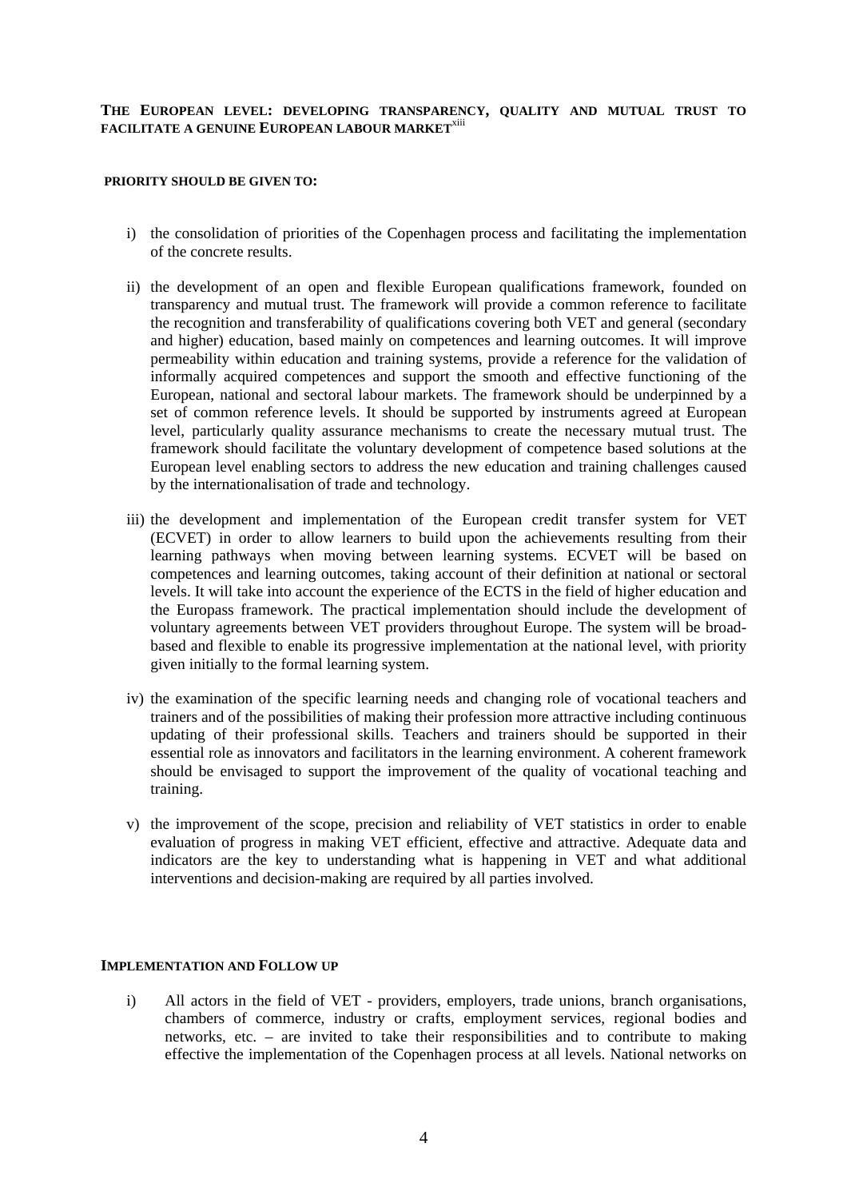**THE EUROPEAN LEVEL: DEVELOPING TRANSPARENCY, QUALITY AND MUTUAL TRUST TO FACILITATE A GENUINE EUROPEAN LABOUR MARKET**[xiii]

**PRIORITY SHOULD BE GIVEN TO:**

i) the consolidation of priorities of the Copenhagen process and facilitating the implementation of the concrete results.

ii) the development of an open and flexible European qualifications framework, founded on transparency and mutual trust. The framework will provide a common reference to facilitate the recognition and transferability of qualifications covering both VET and general (secondary and higher) education, based mainly on competences and learning outcomes. It will improve permeability within education and training systems, provide a reference for the validation of informally acquired competences and support the smooth and effective functioning of the European, national and sectoral labour markets. The framework should be underpinned by a set of common reference levels. It should be supported by instruments agreed at European level, particularly quality assurance mechanisms to create the necessary mutual trust. The framework should facilitate the voluntary development of competence based solutions at the European level enabling sectors to address the new education and training challenges caused by the internationalisation of trade and technology.

iii) the development and implementation of the European credit transfer system for VET (ECVET) in order to allow learners to build upon the achievements resulting from their learning pathways when moving between learning systems. ECVET will be based on competences and learning outcomes, taking account of their definition at national or sectoral levels. It will take into account the experience of the ECTS in the field of higher education and the Europass framework. The practical implementation should include the development of voluntary agreements between VET providers throughout Europe. The system will be broad-based and flexible to enable its progressive implementation at the national level, with priority given initially to the formal learning system.

iv) the examination of the specific learning needs and changing role of vocational teachers and trainers and of the possibilities of making their profession more attractive including continuous updating of their professional skills. Teachers and trainers should be supported in their essential role as innovators and facilitators in the learning environment. A coherent framework should be envisaged to support the improvement of the quality of vocational teaching and training.

v) the improvement of the scope, precision and reliability of VET statistics in order to enable evaluation of progress in making VET efficient, effective and attractive. Adequate data and indicators are the key to understanding what is happening in VET and what additional interventions and decision-making are required by all parties involved.

**IMPLEMENTATION AND FOLLOW UP**

i) All actors in the field of VET - providers, employers, trade unions, branch organisations, chambers of commerce, industry or crafts, employment services, regional bodies and networks, etc. – are invited to take their responsibilities and to contribute to making effective the implementation of the Copenhagen process at all levels. National networks on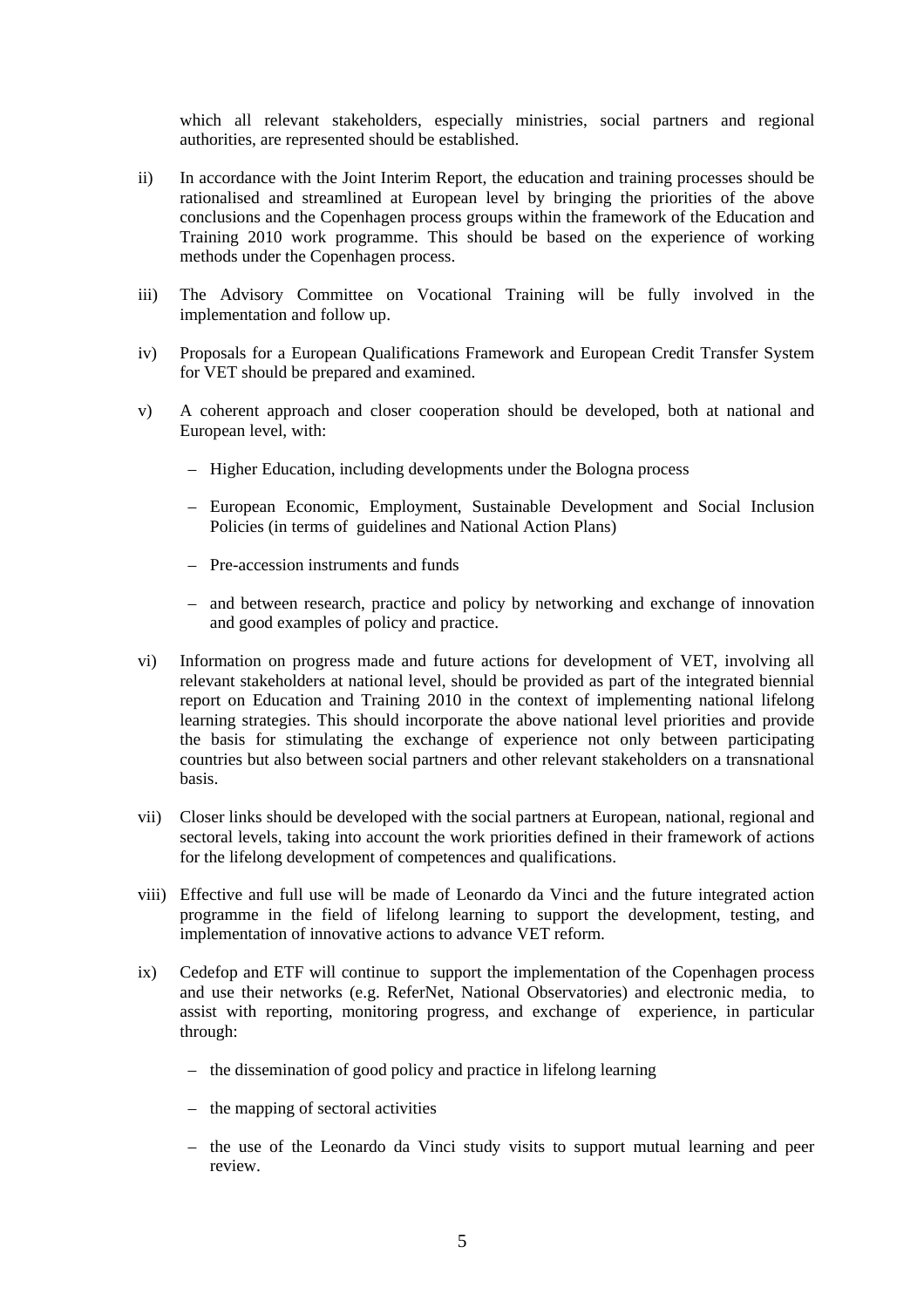which all relevant stakeholders, especially ministries, social partners and regional authorities, are represented should be established.

ii) In accordance with the Joint Interim Report, the education and training processes should be rationalised and streamlined at European level by bringing the priorities of the above conclusions and the Copenhagen process groups within the framework of the Education and Training 2010 work programme. This should be based on the experience of working methods under the Copenhagen process.

iii) The Advisory Committee on Vocational Training will be fully involved in the implementation and follow up.

iv) Proposals for a European Qualifications Framework and European Credit Transfer System for VET should be prepared and examined.

v) A coherent approach and closer cooperation should be developed, both at national and European level, with:

   – Higher Education, including developments under the Bologna process

   – European Economic, Employment, Sustainable Development and Social Inclusion Policies (in terms of guidelines and National Action Plans)

   – Pre-accession instruments and funds

   – and between research, practice and policy by networking and exchange of innovation and good examples of policy and practice.

vi) Information on progress made and future actions for development of VET, involving all relevant stakeholders at national level, should be provided as part of the integrated biennial report on Education and Training 2010 in the context of implementing national lifelong learning strategies. This should incorporate the above national level priorities and provide the basis for stimulating the exchange of experience not only between participating countries but also between social partners and other relevant stakeholders on a transnational basis.

vii) Closer links should be developed with the social partners at European, national, regional and sectoral levels, taking into account the work priorities defined in their framework of actions for the lifelong development of competences and qualifications.

viii) Effective and full use will be made of Leonardo da Vinci and the future integrated action programme in the field of lifelong learning to support the development, testing, and implementation of innovative actions to advance VET reform.

ix) Cedefop and ETF will continue to support the implementation of the Copenhagen process and use their networks (e.g. ReferNet, National Observatories) and electronic media, to assist with reporting, monitoring progress, and exchange of experience, in particular through:

   – the dissemination of good policy and practice in lifelong learning

   – the mapping of sectoral activities

   – the use of the Leonardo da Vinci study visits to support mutual learning and peer review.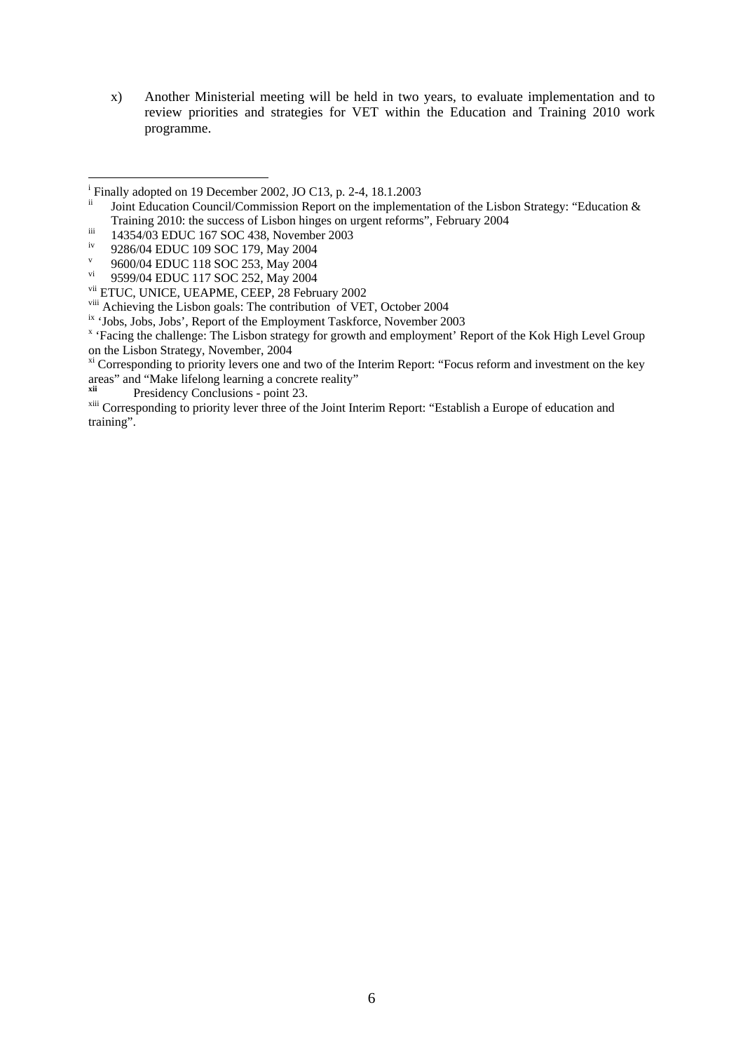x) Another Ministerial meeting will be held in two years, to evaluate implementation and to review priorities and strategies for VET within the Education and Training 2010 work programme.

---

[i] Finally adopted on 19 December 2002, JO C13, p. 2-4, 18.1.2003

[ii] Joint Education Council/Commission Report on the implementation of the Lisbon Strategy: "Education & Training 2010: the success of Lisbon hinges on urgent reforms", February 2004

[iii] 14354/03 EDUC 167 SOC 438, November 2003

[iv] 9286/04 EDUC 109 SOC 179, May 2004

[v] 9600/04 EDUC 118 SOC 253, May 2004

[vi] 9599/04 EDUC 117 SOC 252, May 2004

[vii] ETUC, UNICE, UEAPME, CEEP, 28 February 2002

[viii] Achieving the Lisbon goals: The contribution of VET, October 2004

[ix] 'Jobs, Jobs, Jobs', Report of the Employment Taskforce, November 2003

[x] 'Facing the challenge: The Lisbon strategy for growth and employment' Report of the Kok High Level Group on the Lisbon Strategy, November, 2004

[xi] Corresponding to priority levers one and two of the Interim Report: "Focus reform and investment on the key areas" and "Make lifelong learning a concrete reality"

[xii] Presidency Conclusions - point 23.

[xiii] Corresponding to priority lever three of the Joint Interim Report: "Establish a Europe of education and training".